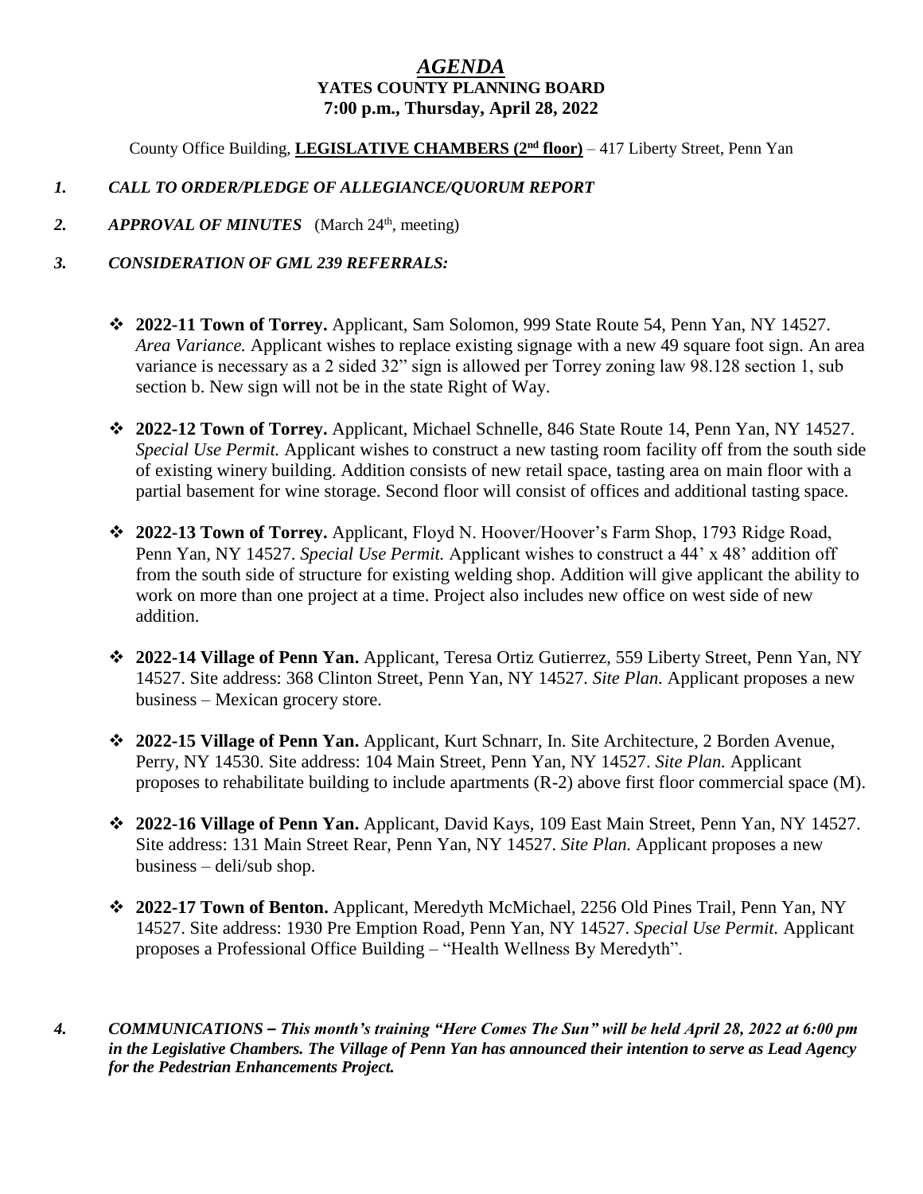# *AGENDA*

**YATES COUNTY PLANNING BOARD**

**7:00 p.m., Thursday, April 28, 2022**

County Office Building, **LEGISLATIVE CHAMBERS (2nd floor)** – 417 Liberty Street, Penn Yan

1. ***CALL TO ORDER/PLEDGE OF ALLEGIANCE/QUORUM REPORT***

2. ***APPROVAL OF MINUTES*** (March 24th, meeting)

3. ***CONSIDERATION OF GML 239 REFERRALS:***

   - **2022-11 Town of Torrey.** Applicant, Sam Solomon, 999 State Route 54, Penn Yan, NY 14527. *Area Variance.* Applicant wishes to replace existing signage with a new 49 square foot sign. An area variance is necessary as a 2 sided 32" sign is allowed per Torrey zoning law 98.128 section 1, sub section b. New sign will not be in the state Right of Way.

   - **2022-12 Town of Torrey.** Applicant, Michael Schnelle, 846 State Route 14, Penn Yan, NY 14527. *Special Use Permit.* Applicant wishes to construct a new tasting room facility off from the south side of existing winery building. Addition consists of new retail space, tasting area on main floor with a partial basement for wine storage. Second floor will consist of offices and additional tasting space.

   - **2022-13 Town of Torrey.** Applicant, Floyd N. Hoover/Hoover's Farm Shop, 1793 Ridge Road, Penn Yan, NY 14527. *Special Use Permit.* Applicant wishes to construct a 44' x 48' addition off from the south side of structure for existing welding shop. Addition will give applicant the ability to work on more than one project at a time. Project also includes new office on west side of new addition.

   - **2022-14 Village of Penn Yan.** Applicant, Teresa Ortiz Gutierrez, 559 Liberty Street, Penn Yan, NY 14527. Site address: 368 Clinton Street, Penn Yan, NY 14527. *Site Plan.* Applicant proposes a new business – Mexican grocery store.

   - **2022-15 Village of Penn Yan.** Applicant, Kurt Schnarr, In. Site Architecture, 2 Borden Avenue, Perry, NY 14530. Site address: 104 Main Street, Penn Yan, NY 14527. *Site Plan.* Applicant proposes to rehabilitate building to include apartments (R-2) above first floor commercial space (M).

   - **2022-16 Village of Penn Yan.** Applicant, David Kays, 109 East Main Street, Penn Yan, NY 14527. Site address: 131 Main Street Rear, Penn Yan, NY 14527. *Site Plan.* Applicant proposes a new business – deli/sub shop.

   - **2022-17 Town of Benton.** Applicant, Meredyth McMichael, 2256 Old Pines Trail, Penn Yan, NY 14527. Site address: 1930 Pre Emption Road, Penn Yan, NY 14527. *Special Use Permit.* Applicant proposes a Professional Office Building – "Health Wellness By Meredyth".

4. ***COMMUNICATIONS – This month's training "Here Comes The Sun" will be held April 28, 2022 at 6:00 pm in the Legislative Chambers. The Village of Penn Yan has announced their intention to serve as Lead Agency for the Pedestrian Enhancements Project.***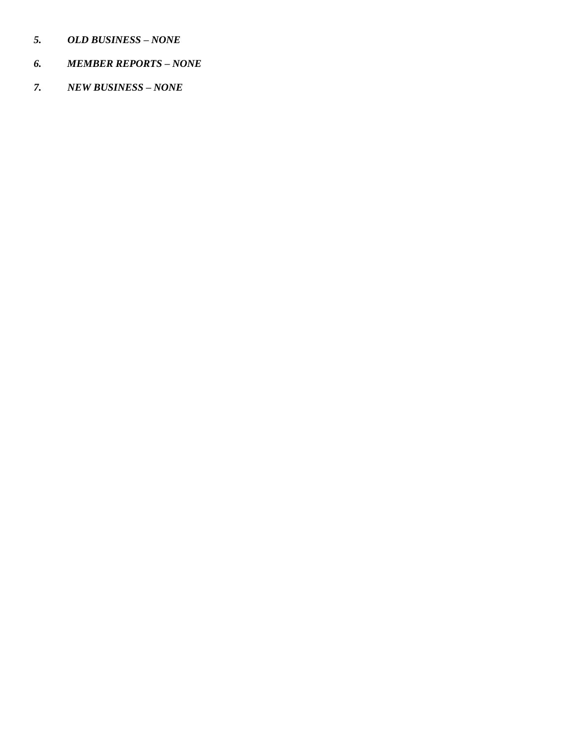5. ***OLD BUSINESS – NONE***

6. ***MEMBER REPORTS – NONE***

7. ***NEW BUSINESS – NONE***